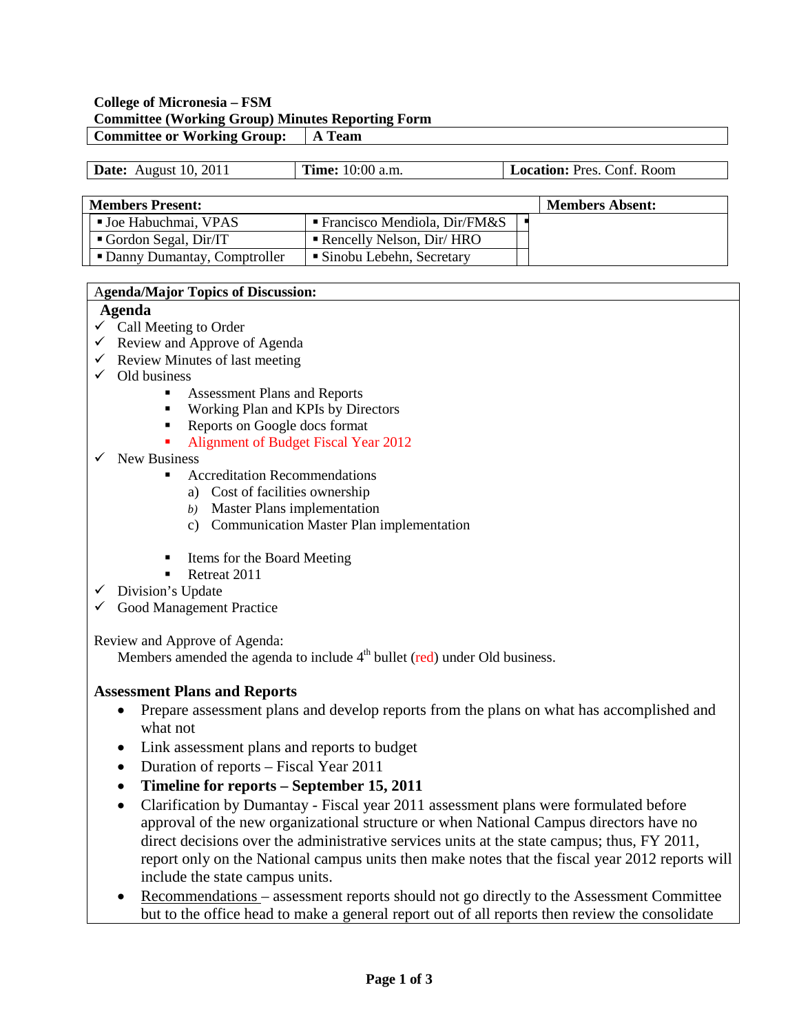**College of Micronesia – FSM**
**Committee (Working Group) Minutes Reporting Form**

| **Committee or Working Group:** | **A Team** |
|---|---|

| **Date:** August 10, 2011 | **Time:** 10:00 a.m. | **Location:** Pres. Conf. Room |
|---|---|---|

| **Members Present:** | | | **Members Absent:** |
|---|---|---|---|
| ▪ Joe Habuchmai, VPAS | ▪ Francisco Mendiola, Dir/FM&S | ▪ | |
| ▪ Gordon Segal, Dir/IT | ▪ Rencelly Nelson, Dir/ HRO | | |
| ▪ Danny Dumantay, Comptroller | ▪ Sinobu Lebehn, Secretary | | |

**Agenda/Major Topics of Discussion:**

**Agenda**

- ✓ Call Meeting to Order
- ✓ Review and Approve of Agenda
- ✓ Review Minutes of last meeting
- ✓ Old business
  - Assessment Plans and Reports
  - Working Plan and KPIs by Directors
  - Reports on Google docs format
  - Alignment of Budget Fiscal Year 2012
- ✓ New Business
  - Accreditation Recommendations
    - a) Cost of facilities ownership
    - *b)* Master Plans implementation
    - c) Communication Master Plan implementation
  - Items for the Board Meeting
  - Retreat 2011
- ✓ Division's Update
- ✓ Good Management Practice

Review and Approve of Agenda:
Members amended the agenda to include 4th bullet (red) under Old business.

### Assessment Plans and Reports

- Prepare assessment plans and develop reports from the plans on what has accomplished and what not
- Link assessment plans and reports to budget
- Duration of reports – Fiscal Year 2011
- **Timeline for reports – September 15, 2011**
- Clarification by Dumantay - Fiscal year 2011 assessment plans were formulated before approval of the new organizational structure or when National Campus directors have no direct decisions over the administrative services units at the state campus; thus, FY 2011, report only on the National campus units then make notes that the fiscal year 2012 reports will include the state campus units.
- Recommendations – assessment reports should not go directly to the Assessment Committee but to the office head to make a general report out of all reports then review the consolidate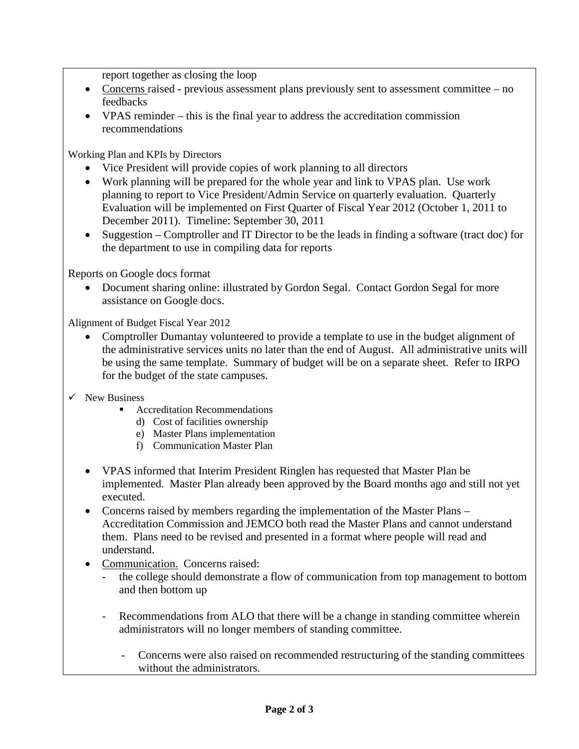report together as closing the loop

- Concerns raised - previous assessment plans previously sent to assessment committee – no feedbacks
- VPAS reminder – this is the final year to address the accreditation commission recommendations

Working Plan and KPIs by Directors

- Vice President will provide copies of work planning to all directors
- Work planning will be prepared for the whole year and link to VPAS plan. Use work planning to report to Vice President/Admin Service on quarterly evaluation. Quarterly Evaluation will be implemented on First Quarter of Fiscal Year 2012 (October 1, 2011 to December 2011). Timeline: September 30, 2011
- Suggestion – Comptroller and IT Director to be the leads in finding a software (tract doc) for the department to use in compiling data for reports

Reports on Google docs format

- Document sharing online: illustrated by Gordon Segal. Contact Gordon Segal for more assistance on Google docs.

Alignment of Budget Fiscal Year 2012

- Comptroller Dumantay volunteered to provide a template to use in the budget alignment of the administrative services units no later than the end of August. All administrative units will be using the same template. Summary of budget will be on a separate sheet. Refer to IRPO for the budget of the state campuses.

✓ New Business

- Accreditation Recommendations
  - d) Cost of facilities ownership
  - e) Master Plans implementation
  - f) Communication Master Plan

- VPAS informed that Interim President Ringlen has requested that Master Plan be implemented. Master Plan already been approved by the Board months ago and still not yet executed.
- Concerns raised by members regarding the implementation of the Master Plans – Accreditation Commission and JEMCO both read the Master Plans and cannot understand them. Plans need to be revised and presented in a format where people will read and understand.
- Communication. Concerns raised:
  - the college should demonstrate a flow of communication from top management to bottom and then bottom up
  - Recommendations from ALO that there will be a change in standing committee wherein administrators will no longer members of standing committee.
    - Concerns were also raised on recommended restructuring of the standing committees without the administrators.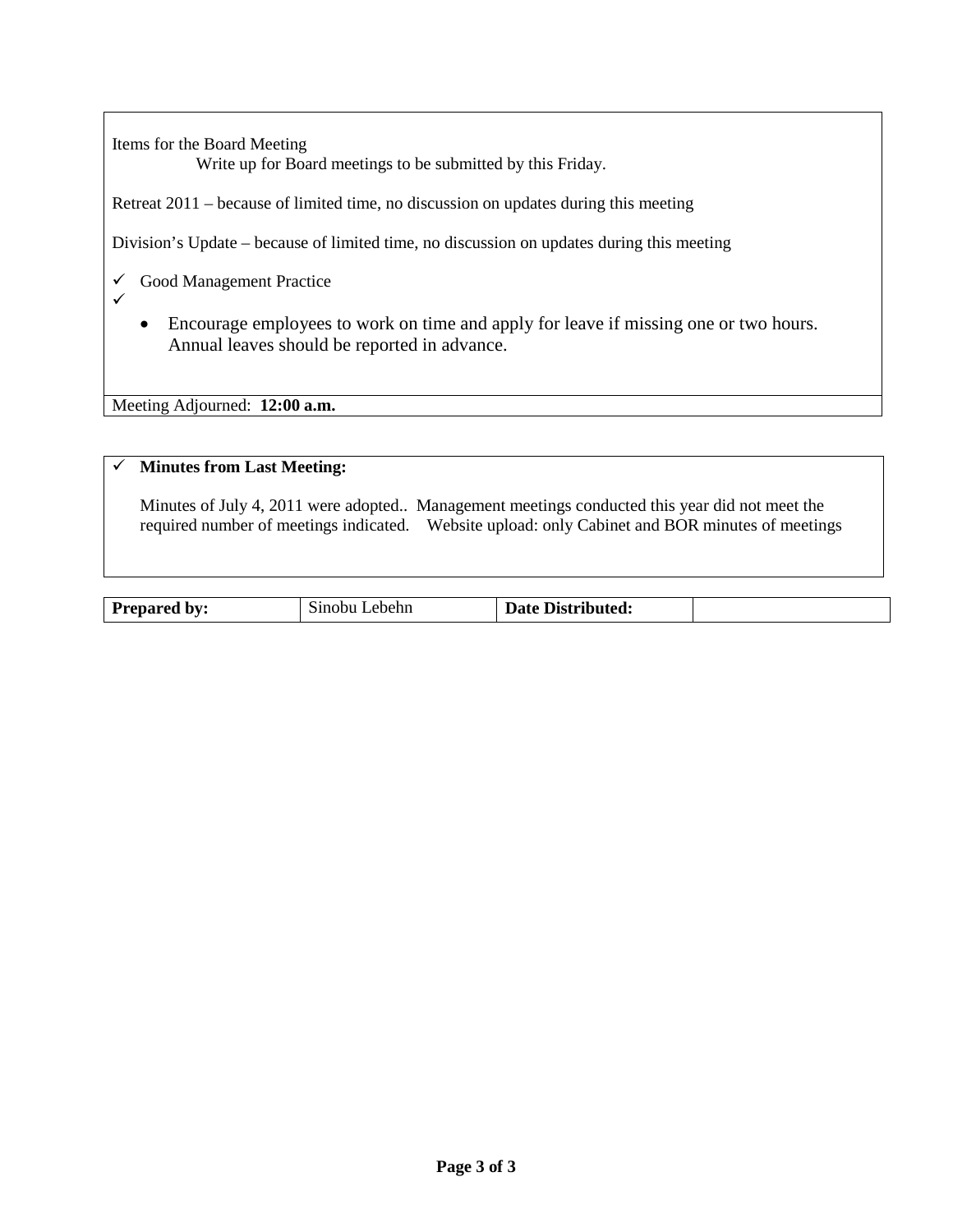Items for the Board Meeting

Write up for Board meetings to be submitted by this Friday.

Retreat 2011 – because of limited time, no discussion on updates during this meeting

Division's Update – because of limited time, no discussion on updates during this meeting

- ✓ Good Management Practice
- ✓
  - Encourage employees to work on time and apply for leave if missing one or two hours. Annual leaves should be reported in advance.

Meeting Adjourned: **12:00 a.m.**

- ✓ **Minutes from Last Meeting:**

  Minutes of July 4, 2011 were adopted.. Management meetings conducted this year did not meet the required number of meetings indicated. Website upload: only Cabinet and BOR minutes of meetings

| | | | |
|---|---|---|---|
| **Prepared by:** | Sinobu Lebehn | **Date Distributed:** | |